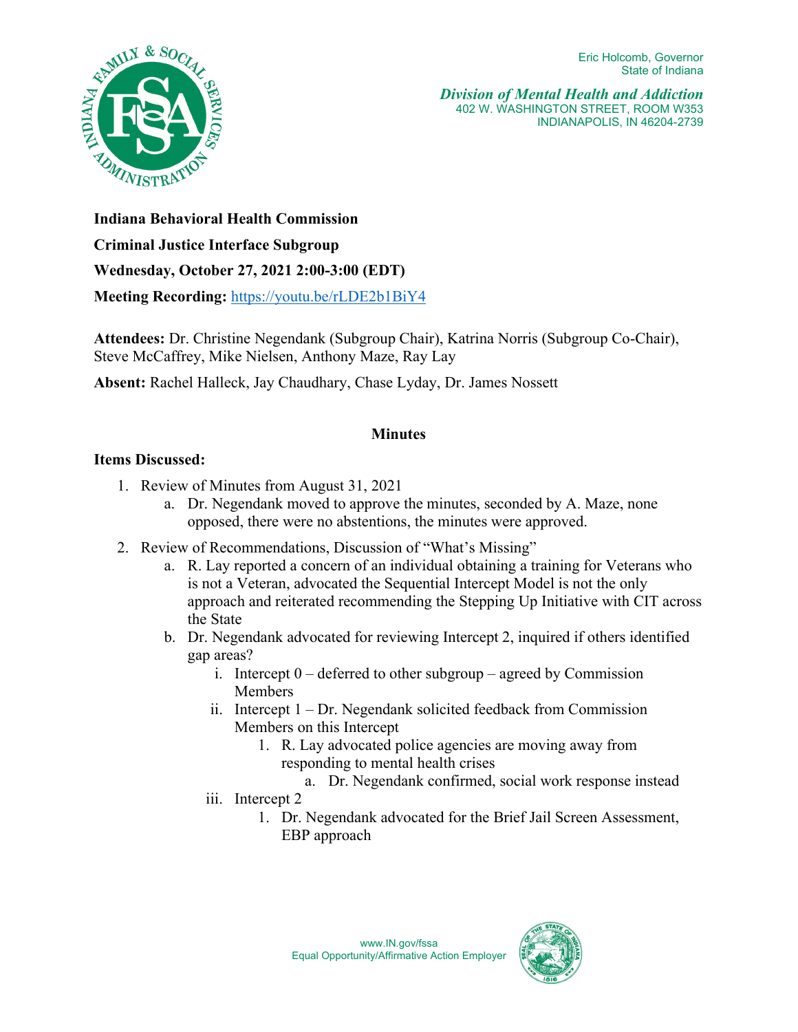Eric Holcomb, Governor
State of Indiana

*Division of Mental Health and Addiction*
402 W. WASHINGTON STREET, ROOM W353
INDIANAPOLIS, IN 46204-2739

**Indiana Behavioral Health Commission**

**Criminal Justice Interface Subgroup**

**Wednesday, October 27, 2021 2:00-3:00 (EDT)**

**Meeting Recording:** https://youtu.be/rLDE2b1BiY4

**Attendees:** Dr. Christine Negendank (Subgroup Chair), Katrina Norris (Subgroup Co-Chair), Steve McCaffrey, Mike Nielsen, Anthony Maze, Ray Lay

**Absent:** Rachel Halleck, Jay Chaudhary, Chase Lyday, Dr. James Nossett

## Minutes

**Items Discussed:**

1. Review of Minutes from August 31, 2021
   a. Dr. Negendank moved to approve the minutes, seconded by A. Maze, none opposed, there were no abstentions, the minutes were approved.
2. Review of Recommendations, Discussion of "What's Missing"
   a. R. Lay reported a concern of an individual obtaining a training for Veterans who is not a Veteran, advocated the Sequential Intercept Model is not the only approach and reiterated recommending the Stepping Up Initiative with CIT across the State
   b. Dr. Negendank advocated for reviewing Intercept 2, inquired if others identified gap areas?
      i. Intercept 0 – deferred to other subgroup – agreed by Commission Members
      ii. Intercept 1 – Dr. Negendank solicited feedback from Commission Members on this Intercept
         1. R. Lay advocated police agencies are moving away from responding to mental health crises
            a. Dr. Negendank confirmed, social work response instead
      iii. Intercept 2
         1. Dr. Negendank advocated for the Brief Jail Screen Assessment, EBP approach

www.IN.gov/fssa
Equal Opportunity/Affirmative Action Employer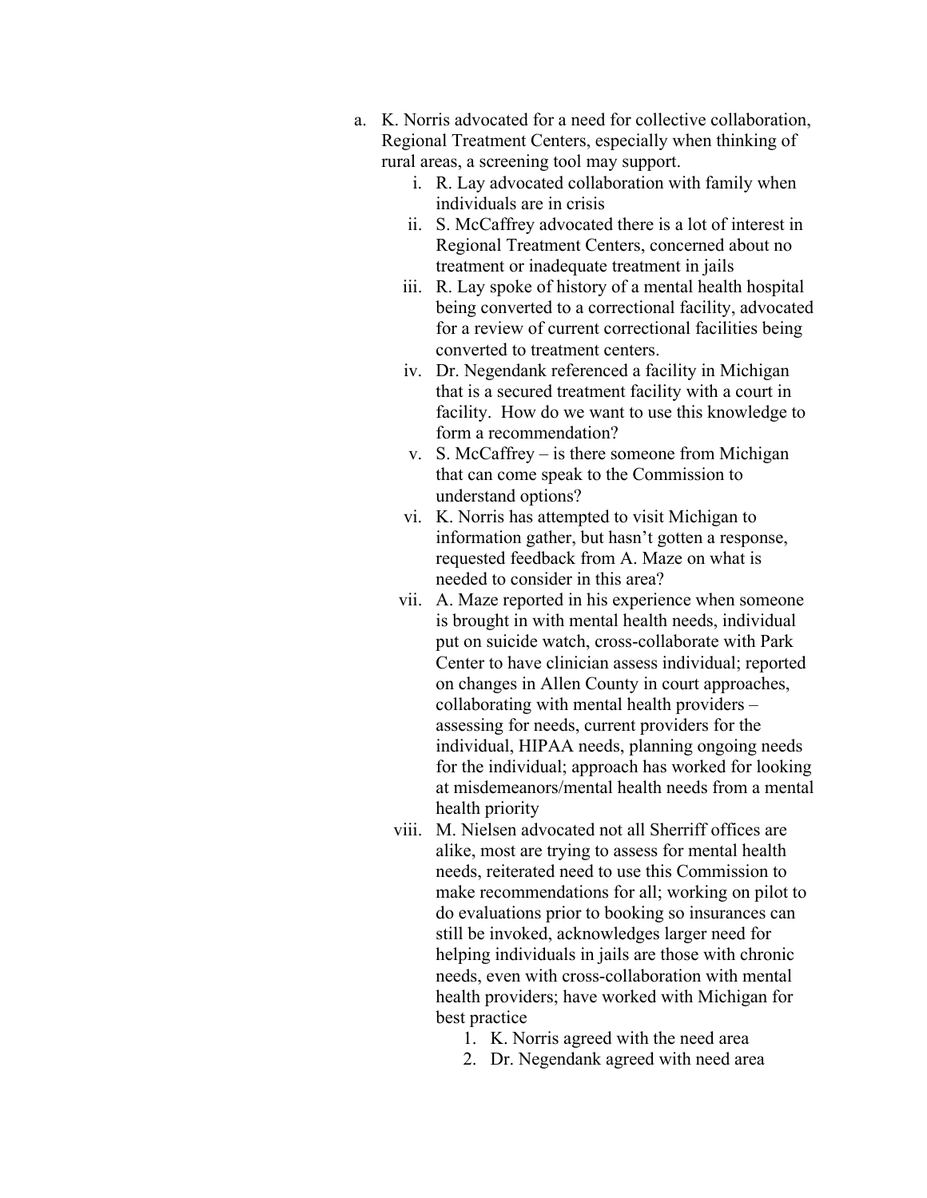a. K. Norris advocated for a need for collective collaboration, Regional Treatment Centers, especially when thinking of rural areas, a screening tool may support.
    i. R. Lay advocated collaboration with family when individuals are in crisis
    ii. S. McCaffrey advocated there is a lot of interest in Regional Treatment Centers, concerned about no treatment or inadequate treatment in jails
    iii. R. Lay spoke of history of a mental health hospital being converted to a correctional facility, advocated for a review of current correctional facilities being converted to treatment centers.
    iv. Dr. Negendank referenced a facility in Michigan that is a secured treatment facility with a court in facility. How do we want to use this knowledge to form a recommendation?
    v. S. McCaffrey – is there someone from Michigan that can come speak to the Commission to understand options?
    vi. K. Norris has attempted to visit Michigan to information gather, but hasn't gotten a response, requested feedback from A. Maze on what is needed to consider in this area?
    vii. A. Maze reported in his experience when someone is brought in with mental health needs, individual put on suicide watch, cross-collaborate with Park Center to have clinician assess individual; reported on changes in Allen County in court approaches, collaborating with mental health providers – assessing for needs, current providers for the individual, HIPAA needs, planning ongoing needs for the individual; approach has worked for looking at misdemeanors/mental health needs from a mental health priority
    viii. M. Nielsen advocated not all Sherriff offices are alike, most are trying to assess for mental health needs, reiterated need to use this Commission to make recommendations for all; working on pilot to do evaluations prior to booking so insurances can still be invoked, acknowledges larger need for helping individuals in jails are those with chronic needs, even with cross-collaboration with mental health providers; have worked with Michigan for best practice
        1. K. Norris agreed with the need area
        2. Dr. Negendank agreed with need area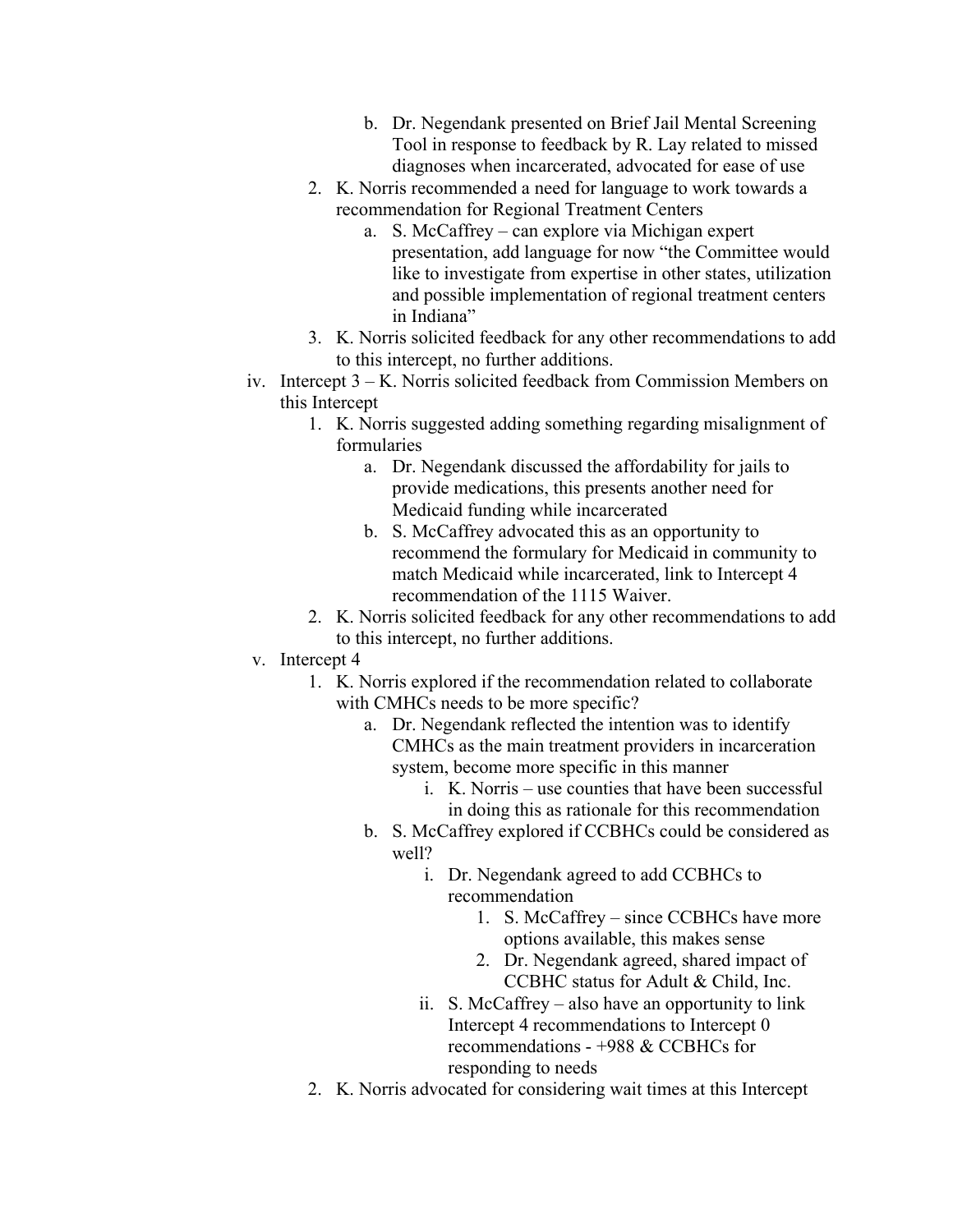b. Dr. Negendank presented on Brief Jail Mental Screening Tool in response to feedback by R. Lay related to missed diagnoses when incarcerated, advocated for ease of use
   2. K. Norris recommended a need for language to work towards a recommendation for Regional Treatment Centers
      a. S. McCaffrey – can explore via Michigan expert presentation, add language for now "the Committee would like to investigate from expertise in other states, utilization and possible implementation of regional treatment centers in Indiana"
   3. K. Norris solicited feedback for any other recommendations to add to this intercept, no further additions.

iv. Intercept 3 – K. Norris solicited feedback from Commission Members on this Intercept
   1. K. Norris suggested adding something regarding misalignment of formularies
      a. Dr. Negendank discussed the affordability for jails to provide medications, this presents another need for Medicaid funding while incarcerated
      b. S. McCaffrey advocated this as an opportunity to recommend the formulary for Medicaid in community to match Medicaid while incarcerated, link to Intercept 4 recommendation of the 1115 Waiver.
   2. K. Norris solicited feedback for any other recommendations to add to this intercept, no further additions.

v. Intercept 4
   1. K. Norris explored if the recommendation related to collaborate with CMHCs needs to be more specific?
      a. Dr. Negendank reflected the intention was to identify CMHCs as the main treatment providers in incarceration system, become more specific in this manner
         i. K. Norris – use counties that have been successful in doing this as rationale for this recommendation
      b. S. McCaffrey explored if CCBHCs could be considered as well?
         i. Dr. Negendank agreed to add CCBHCs to recommendation
            1. S. McCaffrey – since CCBHCs have more options available, this makes sense
            2. Dr. Negendank agreed, shared impact of CCBHC status for Adult & Child, Inc.
         ii. S. McCaffrey – also have an opportunity to link Intercept 4 recommendations to Intercept 0 recommendations - +988 & CCBHCs for responding to needs
   2. K. Norris advocated for considering wait times at this Intercept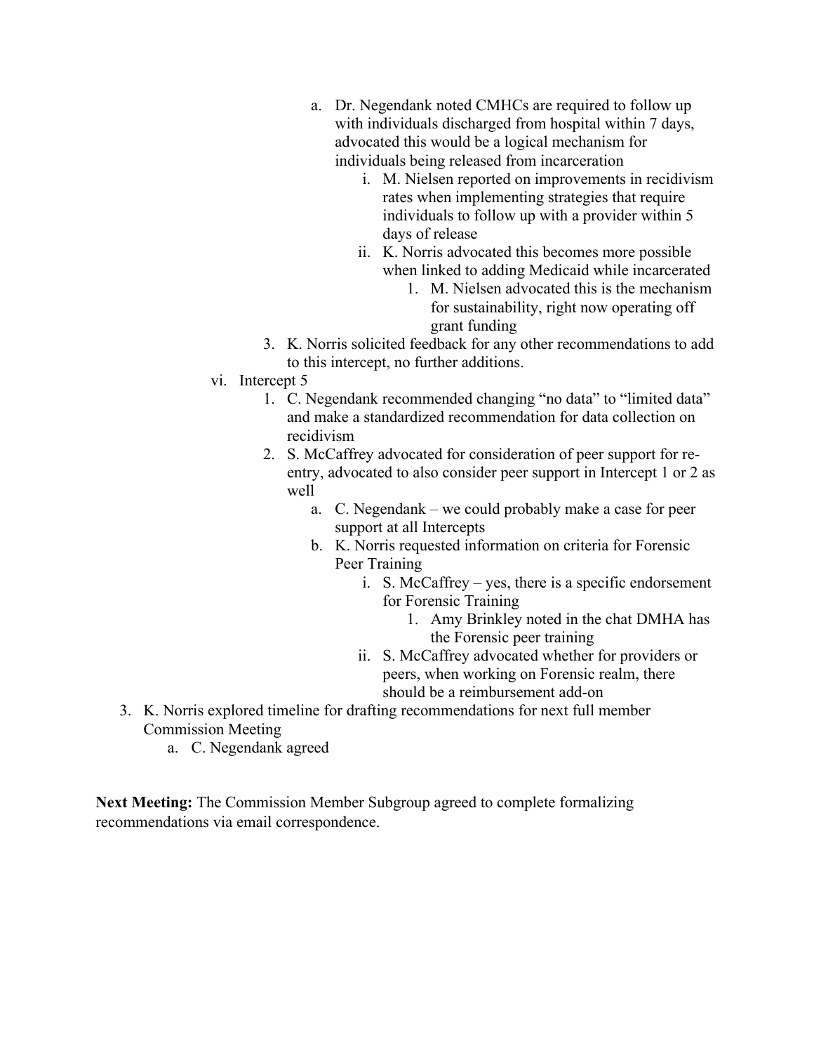a. Dr. Negendank noted CMHCs are required to follow up with individuals discharged from hospital within 7 days, advocated this would be a logical mechanism for individuals being released from incarceration
                i. M. Nielsen reported on improvements in recidivism rates when implementing strategies that require individuals to follow up with a provider within 5 days of release
                ii. K. Norris advocated this becomes more possible when linked to adding Medicaid while incarcerated
                    1. M. Nielsen advocated this is the mechanism for sustainability, right now operating off grant funding
        3. K. Norris solicited feedback for any other recommendations to add to this intercept, no further additions.
    vi. Intercept 5
        1. C. Negendank recommended changing "no data" to "limited data" and make a standardized recommendation for data collection on recidivism
        2. S. McCaffrey advocated for consideration of peer support for re-entry, advocated to also consider peer support in Intercept 1 or 2 as well
            a. C. Negendank – we could probably make a case for peer support at all Intercepts
            b. K. Norris requested information on criteria for Forensic Peer Training
                i. S. McCaffrey – yes, there is a specific endorsement for Forensic Training
                    1. Amy Brinkley noted in the chat DMHA has the Forensic peer training
                ii. S. McCaffrey advocated whether for providers or peers, when working on Forensic realm, there should be a reimbursement add-on
3. K. Norris explored timeline for drafting recommendations for next full member Commission Meeting
    a. C. Negendank agreed

**Next Meeting:** The Commission Member Subgroup agreed to complete formalizing recommendations via email correspondence.